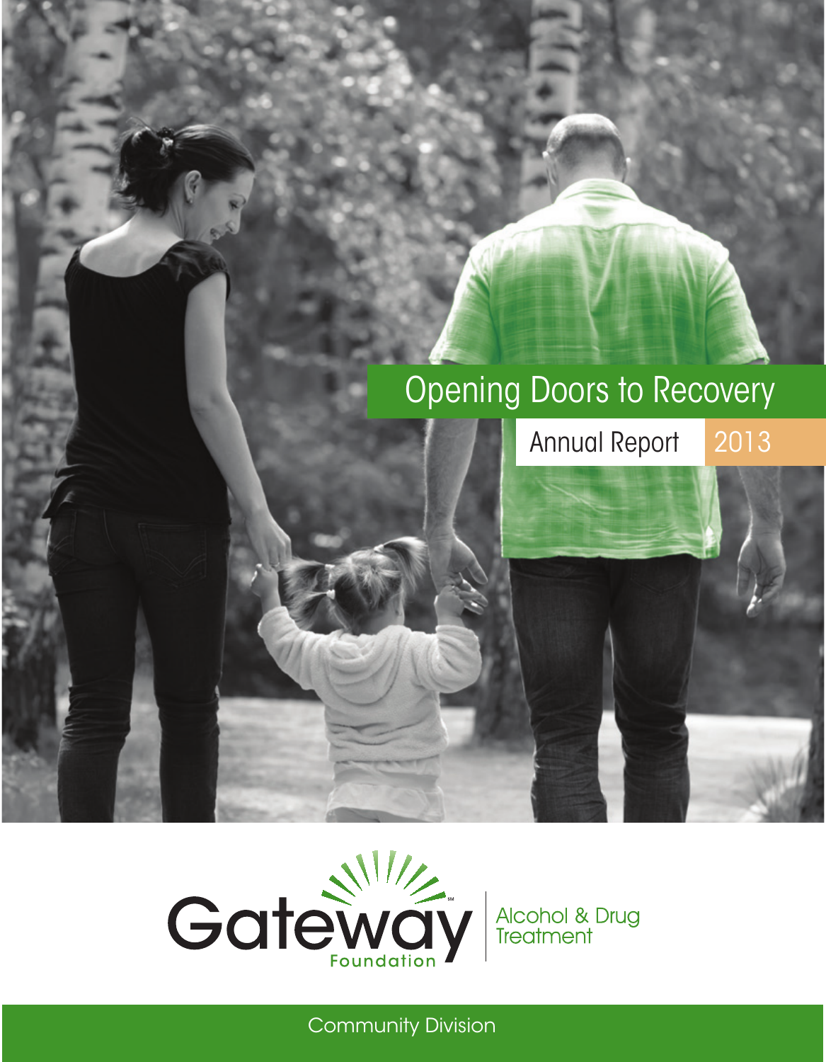# Opening Doors to Recovery

## Annual Report 2013

Gateway Foundation

Alcohol & Drug Treatment

Community Division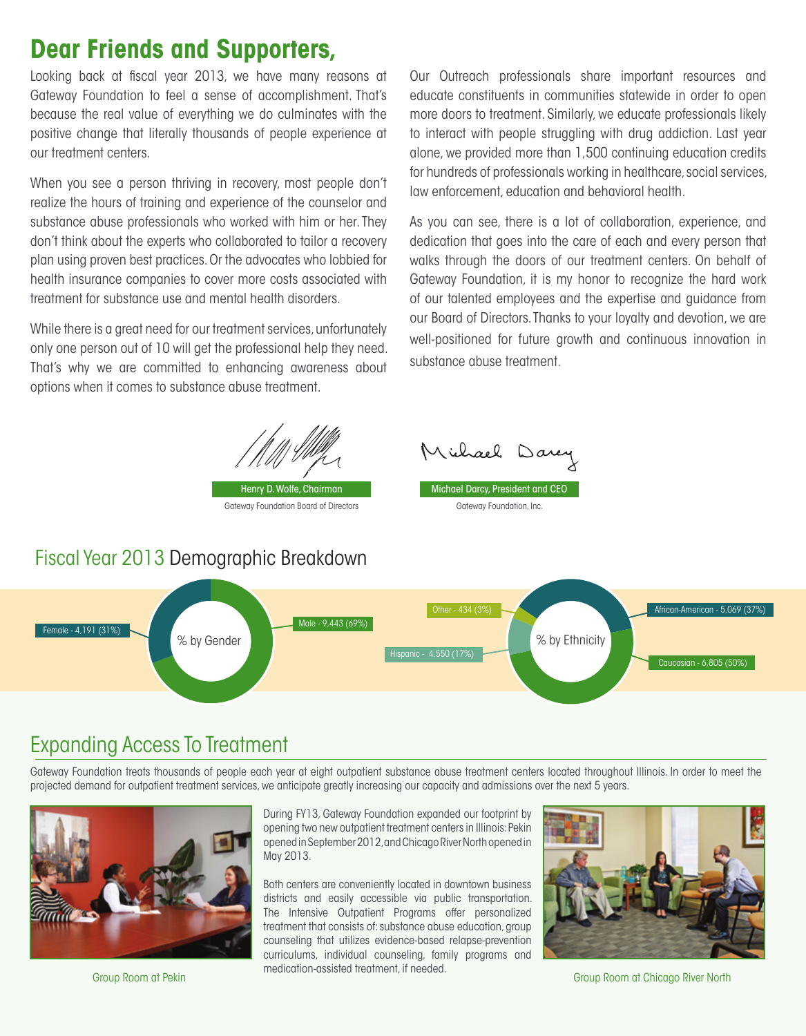# Dear Friends and Supporters,

Looking back at fiscal year 2013, we have many reasons at Gateway Foundation to feel a sense of accomplishment. That's because the real value of everything we do culminates with the positive change that literally thousands of people experience at our treatment centers.

When you see a person thriving in recovery, most people don't realize the hours of training and experience of the counselor and substance abuse professionals who worked with him or her. They don't think about the experts who collaborated to tailor a recovery plan using proven best practices. Or the advocates who lobbied for health insurance companies to cover more costs associated with treatment for substance use and mental health disorders.

While there is a great need for our treatment services, unfortunately only one person out of 10 will get the professional help they need. That's why we are committed to enhancing awareness about options when it comes to substance abuse treatment.

Our Outreach professionals share important resources and educate constituents in communities statewide in order to open more doors to treatment. Similarly, we educate professionals likely to interact with people struggling with drug addiction. Last year alone, we provided more than 1,500 continuing education credits for hundreds of professionals working in healthcare, social services, law enforcement, education and behavioral health.

As you can see, there is a lot of collaboration, experience, and dedication that goes into the care of each and every person that walks through the doors of our treatment centers. On behalf of Gateway Foundation, it is my honor to recognize the hard work of our talented employees and the expertise and guidance from our Board of Directors. Thanks to your loyalty and devotion, we are well-positioned for future growth and continuous innovation in substance abuse treatment.

Henry D. Wolfe, Chairman
Gateway Foundation Board of Directors

Michael Darcy, President and CEO
Gateway Foundation, Inc.

## Fiscal Year 2013 Demographic Breakdown

**% by Gender**

- Female - 4,191 (31%)
- Male - 9,443 (69%)

**% by Ethnicity**

- Other - 434 (3%)
- Hispanic - 4,550 (17%)
- African-American - 5,069 (37%)
- Caucasian - 6,805 (50%)

## Expanding Access To Treatment

Gateway Foundation treats thousands of people each year at eight outpatient substance abuse treatment centers located throughout Illinois. In order to meet the projected demand for outpatient treatment services, we anticipate greatly increasing our capacity and admissions over the next 5 years.

During FY13, Gateway Foundation expanded our footprint by opening two new outpatient treatment centers in Illinois: Pekin opened in September 2012, and Chicago River North opened in May 2013.

Both centers are conveniently located in downtown business districts and easily accessible via public transportation. The Intensive Outpatient Programs offer personalized treatment that consists of: substance abuse education, group counseling that utilizes evidence-based relapse-prevention curriculums, individual counseling, family programs and medication-assisted treatment, if needed.

Group Room at Pekin

Group Room at Chicago River North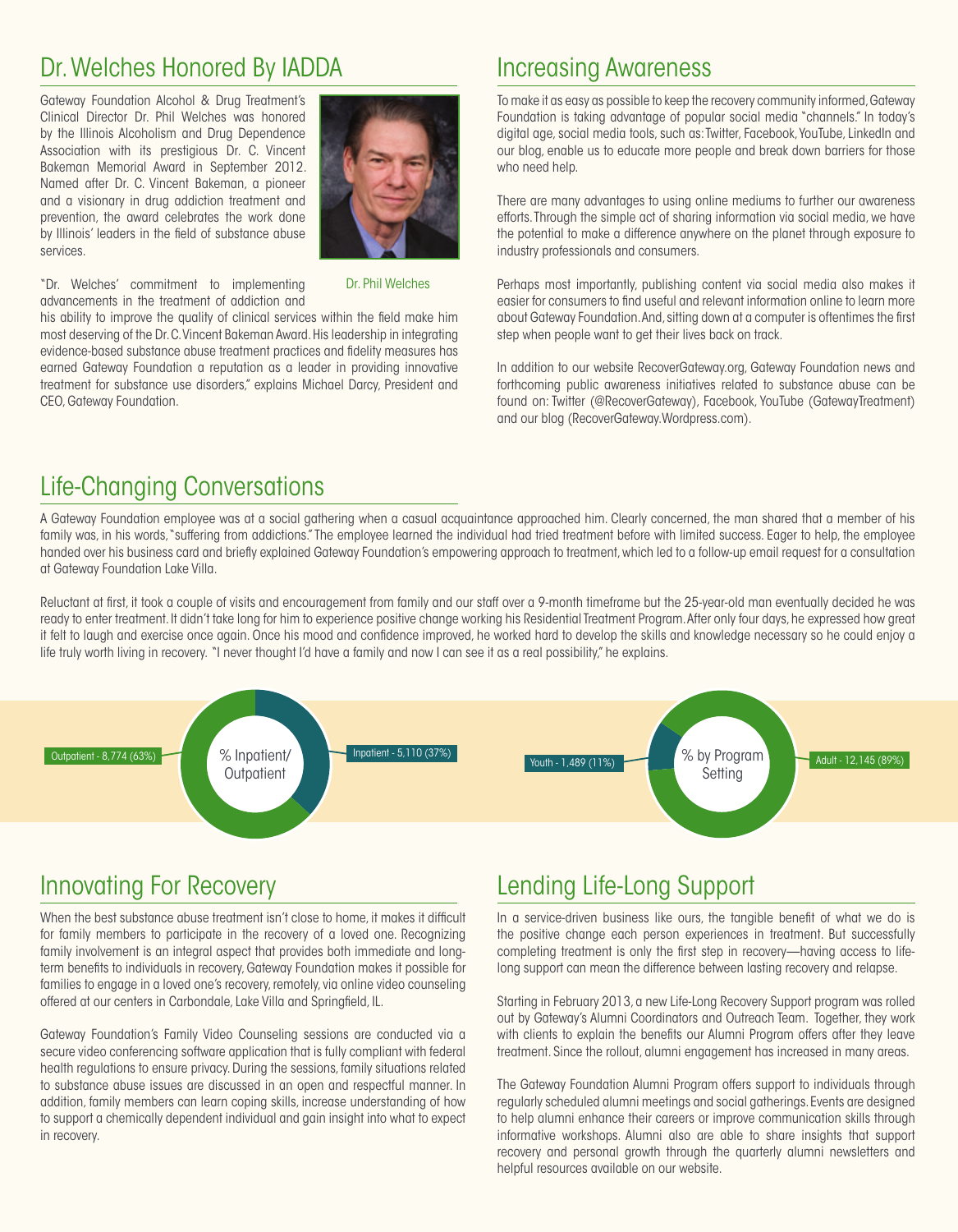## Dr. Welches Honored By IADDA

Gateway Foundation Alcohol & Drug Treatment's Clinical Director Dr. Phil Welches was honored by the Illinois Alcoholism and Drug Dependence Association with its prestigious Dr. C. Vincent Bakeman Memorial Award in September 2012. Named after Dr. C. Vincent Bakeman, a pioneer and a visionary in drug addiction treatment and prevention, the award celebrates the work done by Illinois' leaders in the field of substance abuse services.

Dr. Phil Welches

"Dr. Welches' commitment to implementing advancements in the treatment of addiction and his ability to improve the quality of clinical services within the field make him most deserving of the Dr. C. Vincent Bakeman Award. His leadership in integrating evidence-based substance abuse treatment practices and fidelity measures has earned Gateway Foundation a reputation as a leader in providing innovative treatment for substance use disorders," explains Michael Darcy, President and CEO, Gateway Foundation.

## Increasing Awareness

To make it as easy as possible to keep the recovery community informed, Gateway Foundation is taking advantage of popular social media "channels." In today's digital age, social media tools, such as: Twitter, Facebook, YouTube, LinkedIn and our blog, enable us to educate more people and break down barriers for those who need help.

There are many advantages to using online mediums to further our awareness efforts. Through the simple act of sharing information via social media, we have the potential to make a difference anywhere on the planet through exposure to industry professionals and consumers.

Perhaps most importantly, publishing content via social media also makes it easier for consumers to find useful and relevant information online to learn more about Gateway Foundation. And, sitting down at a computer is oftentimes the first step when people want to get their lives back on track.

In addition to our website RecoverGateway.org, Gateway Foundation news and forthcoming public awareness initiatives related to substance abuse can be found on: Twitter (@RecoverGateway), Facebook, YouTube (GatewayTreatment) and our blog (RecoverGateway.Wordpress.com).

## Life-Changing Conversations

A Gateway Foundation employee was at a social gathering when a casual acquaintance approached him. Clearly concerned, the man shared that a member of his family was, in his words, "suffering from addictions." The employee learned the individual had tried treatment before with limited success. Eager to help, the employee handed over his business card and briefly explained Gateway Foundation's empowering approach to treatment, which led to a follow-up email request for a consultation at Gateway Foundation Lake Villa.

Reluctant at first, it took a couple of visits and encouragement from family and our staff over a 9-month timeframe but the 25-year-old man eventually decided he was ready to enter treatment. It didn't take long for him to experience positive change working his Residential Treatment Program. After only four days, he expressed how great it felt to laugh and exercise once again. Once his mood and confidence improved, he worked hard to develop the skills and knowledge necessary so he could enjoy a life truly worth living in recovery. "I never thought I'd have a family and now I can see it as a real possibility," he explains.

**% Inpatient/Outpatient**

- Outpatient - 8,774 (63%)
- Inpatient - 5,110 (37%)

**% by Program Setting**

- Youth - 1,489 (11%)
- Adult - 12,145 (89%)

## Innovating For Recovery

When the best substance abuse treatment isn't close to home, it makes it difficult for family members to participate in the recovery of a loved one. Recognizing family involvement is an integral aspect that provides both immediate and long-term benefits to individuals in recovery, Gateway Foundation makes it possible for families to engage in a loved one's recovery, remotely, via online video counseling offered at our centers in Carbondale, Lake Villa and Springfield, IL.

Gateway Foundation's Family Video Counseling sessions are conducted via a secure video conferencing software application that is fully compliant with federal health regulations to ensure privacy. During the sessions, family situations related to substance abuse issues are discussed in an open and respectful manner. In addition, family members can learn coping skills, increase understanding of how to support a chemically dependent individual and gain insight into what to expect in recovery.

## Lending Life-Long Support

In a service-driven business like ours, the tangible benefit of what we do is the positive change each person experiences in treatment. But successfully completing treatment is only the first step in recovery—having access to life-long support can mean the difference between lasting recovery and relapse.

Starting in February 2013, a new Life-Long Recovery Support program was rolled out by Gateway's Alumni Coordinators and Outreach Team. Together, they work with clients to explain the benefits our Alumni Program offers after they leave treatment. Since the rollout, alumni engagement has increased in many areas.

The Gateway Foundation Alumni Program offers support to individuals through regularly scheduled alumni meetings and social gatherings. Events are designed to help alumni enhance their careers or improve communication skills through informative workshops. Alumni also are able to share insights that support recovery and personal growth through the quarterly alumni newsletters and helpful resources available on our website.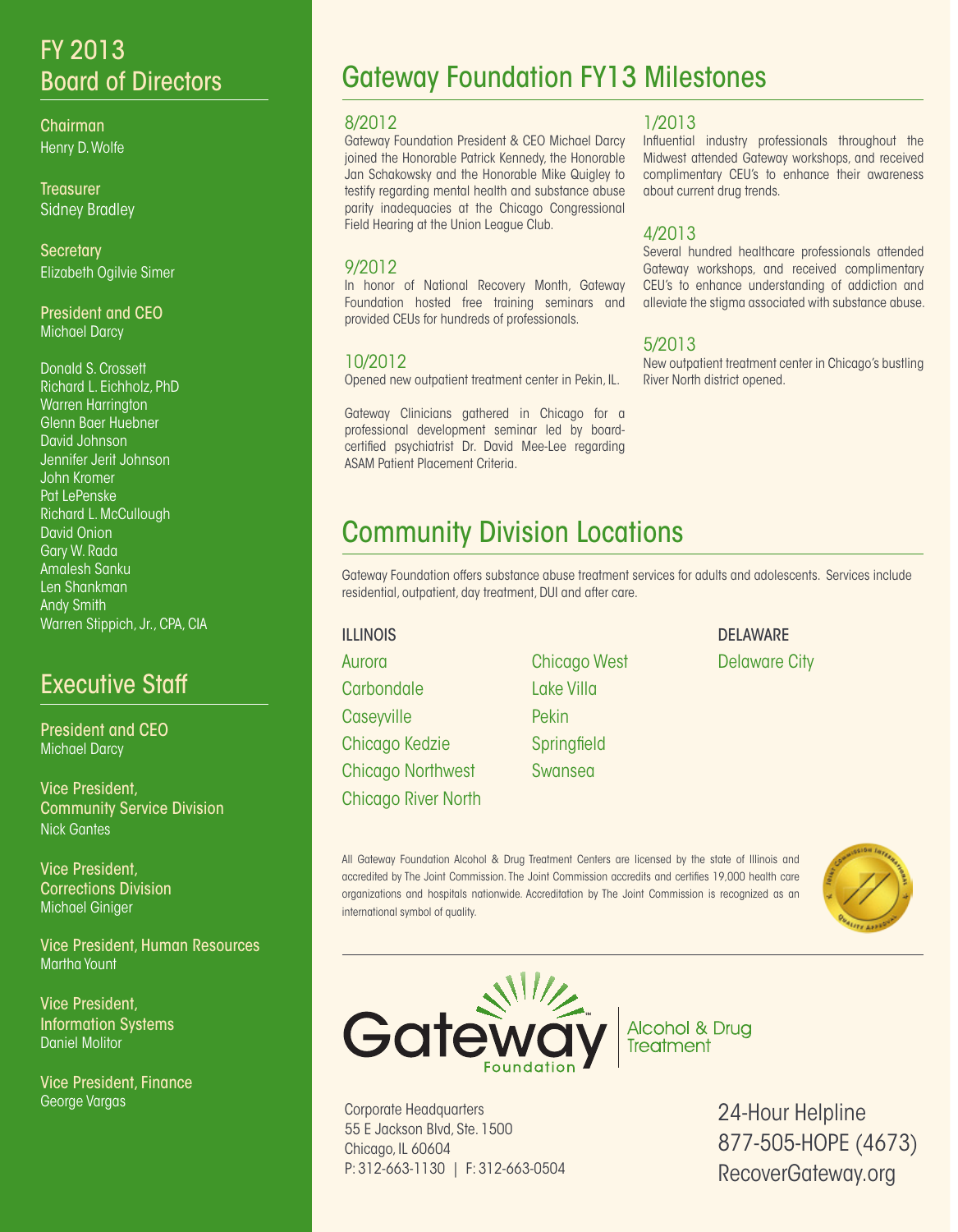## FY 2013 Board of Directors

**Chairman**
Henry D. Wolfe

**Treasurer**
Sidney Bradley

**Secretary**
Elizabeth Ogilvie Simer

**President and CEO**
Michael Darcy

Donald S. Crossett
Richard L. Eichholz, PhD
Warren Harrington
Glenn Baer Huebner
David Johnson
Jennifer Jerit Johnson
John Kromer
Pat LePenske
Richard L. McCullough
David Onion
Gary W. Rada
Amalesh Sanku
Len Shankman
Andy Smith
Warren Stippich, Jr., CPA, CIA

## Executive Staff

**President and CEO**
Michael Darcy

**Vice President, Community Service Division**
Nick Gantes

**Vice President, Corrections Division**
Michael Giniger

**Vice President, Human Resources**
Martha Yount

**Vice President, Information Systems**
Daniel Molitor

**Vice President, Finance**
George Vargas

# Gateway Foundation FY13 Milestones

### 8/2012
Gateway Foundation President & CEO Michael Darcy joined the Honorable Patrick Kennedy, the Honorable Jan Schakowsky and the Honorable Mike Quigley to testify regarding mental health and substance abuse parity inadequacies at the Chicago Congressional Field Hearing at the Union League Club.

### 9/2012
In honor of National Recovery Month, Gateway Foundation hosted free training seminars and provided CEUs for hundreds of professionals.

### 10/2012
Opened new outpatient treatment center in Pekin, IL.

Gateway Clinicians gathered in Chicago for a professional development seminar led by board-certified psychiatrist Dr. David Mee-Lee regarding ASAM Patient Placement Criteria.

### 1/2013
Influential industry professionals throughout the Midwest attended Gateway workshops, and received complimentary CEU's to enhance their awareness about current drug trends.

### 4/2013
Several hundred healthcare professionals attended Gateway workshops, and received complimentary CEU's to enhance understanding of addiction and alleviate the stigma associated with substance abuse.

### 5/2013
New outpatient treatment center in Chicago's bustling River North district opened.

# Community Division Locations

Gateway Foundation offers substance abuse treatment services for adults and adolescents. Services include residential, outpatient, day treatment, DUI and after care.

**ILLINOIS**
- Aurora
- Carbondale
- Caseyville
- Chicago Kedzie
- Chicago Northwest
- Chicago River North
- Chicago West
- Lake Villa
- Pekin
- Springfield
- Swansea

**DELAWARE**
- Delaware City

All Gateway Foundation Alcohol & Drug Treatment Centers are licensed by the state of Illinois and accredited by The Joint Commission. The Joint Commission accredits and certifies 19,000 health care organizations and hospitals nationwide. Accreditation by The Joint Commission is recognized as an international symbol of quality.

Gateway Foundation Alcohol & Drug Treatment

Corporate Headquarters
55 E Jackson Blvd, Ste. 1500
Chicago, IL 60604
P: 312-663-1130 | F: 312-663-0504

24-Hour Helpline
877-505-HOPE (4673)
RecoverGateway.org